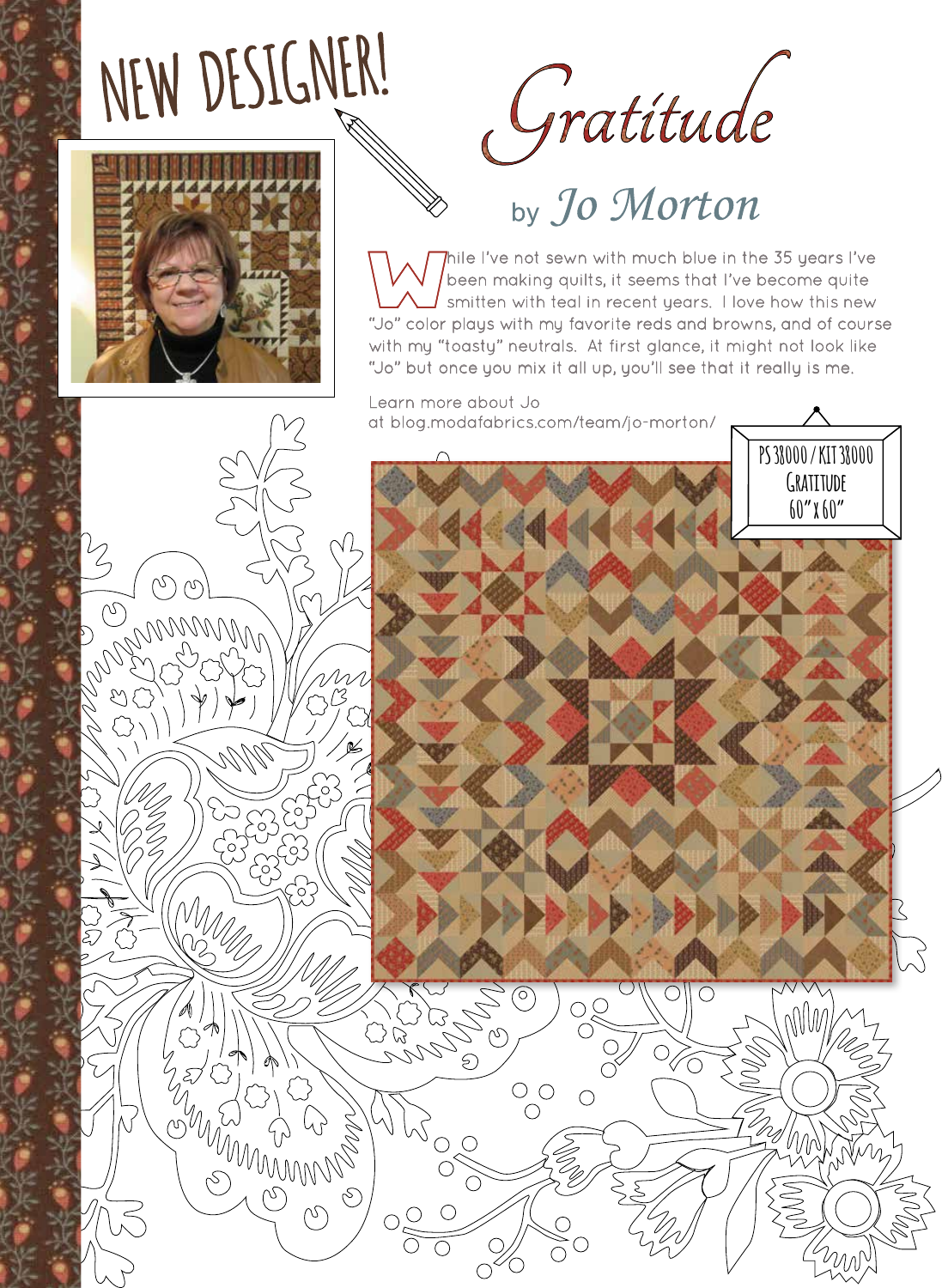# NEW DESIGNER!

# Gratitude

## by Jo Morton

While I've not sewn with much blue in the 35 years I've been making quilts, it seems that I've become quite smitten with teal in recent years. I love how this new "Jo" color plays with my favorite reds and browns, and of course with my "toasty" neutrals. At first glance, it might not look like "Jo" but once you mix it all up, you'll see that it really is me.

Learn more about Jo at blog.modafabrics.com/team/jo-morton/

PS 38000 / KIT 38000
Gratitude
60" x 60"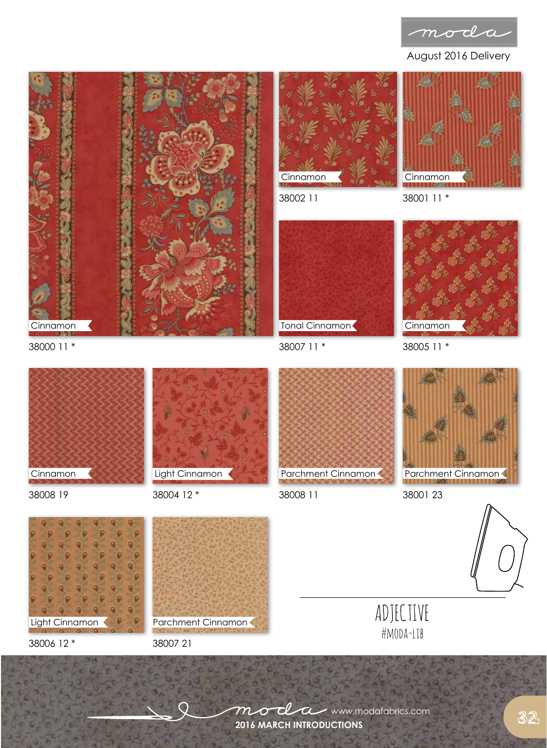August 2016 Delivery

Cinnamon
38000 11 *

Cinnamon
38002 11

Cinnamon
38001 11 *

Tonal Cinnamon
38007 11 *

Cinnamon
38005 11 *

Cinnamon
38008 19

Light Cinnamon
38004 12 *

Parchment Cinnamon
38008 11

Parchment Cinnamon
38001 23

Light Cinnamon
38006 12 *

Parchment Cinnamon
38007 21

ADJECTIVE
#MODA-LIB

www.modafabrics.com
2016 MARCH INTRODUCTIONS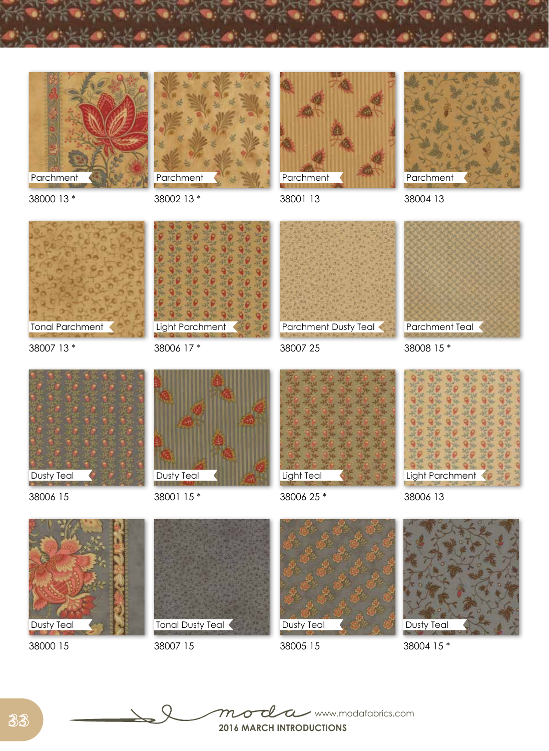Parchment

38000 13 *

Parchment

38002 13 *

Parchment

38001 13

Parchment

38004 13

Tonal Parchment

38007 13 *

Light Parchment

38006 17 *

Parchment Dusty Teal

38007 25

Parchment Teal

38008 15 *

Dusty Teal

38006 15

Dusty Teal

38001 15 *

Light Teal

38006 25 *

Light Parchment

38006 13

Dusty Teal

38000 15

Tonal Dusty Teal

38007 15

Dusty Teal

38005 15

Dusty Teal

38004 15 *

moda www.modafabrics.com

**2016 MARCH INTRODUCTIONS**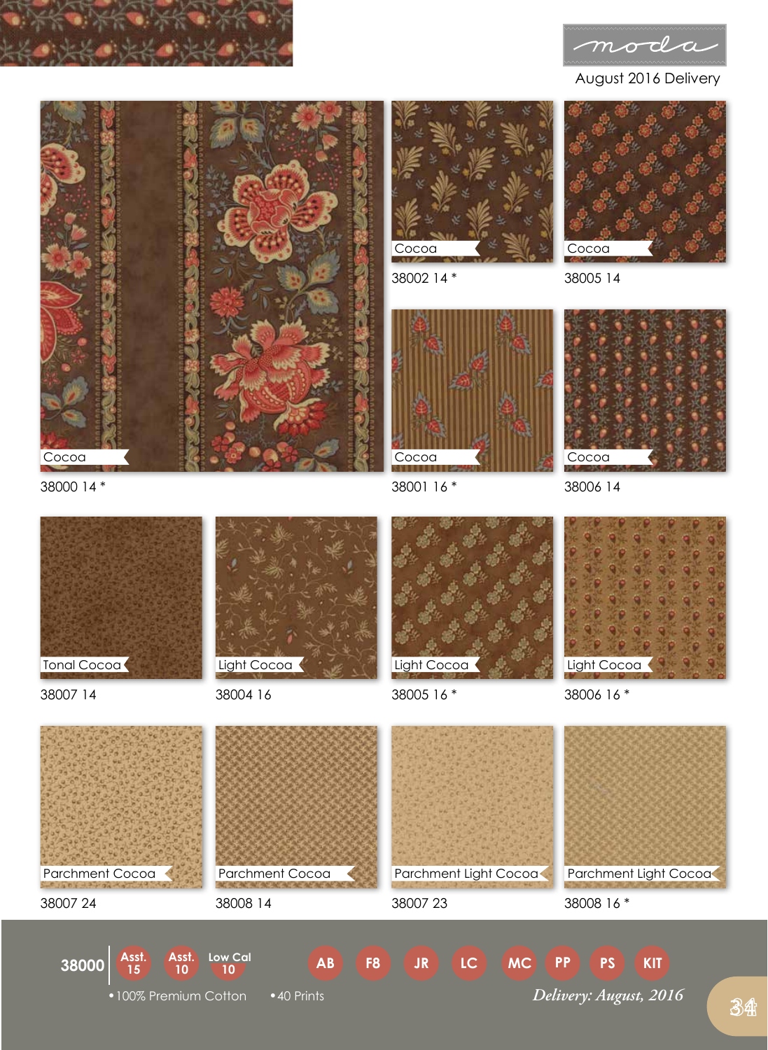moda

August 2016 Delivery

Cocoa
38000 14 *

Cocoa
38002 14 *

Cocoa
38005 14

Cocoa
38001 16 *

Cocoa
38006 14

Tonal Cocoa
38007 14

Light Cocoa
38004 16

Light Cocoa
38005 16 *

Light Cocoa
38006 16 *

Parchment Cocoa
38007 24

Parchment Cocoa
38008 14

Parchment Light Cocoa
38007 23

Parchment Light Cocoa
38008 16 *

**38000** | Asst. 15 | Asst. 10 | Low Cal 10 | AB | F8 | JR | LC | MC | PP | PS | KIT

- 100% Premium Cotton
- 40 Prints

*Delivery: August, 2016*